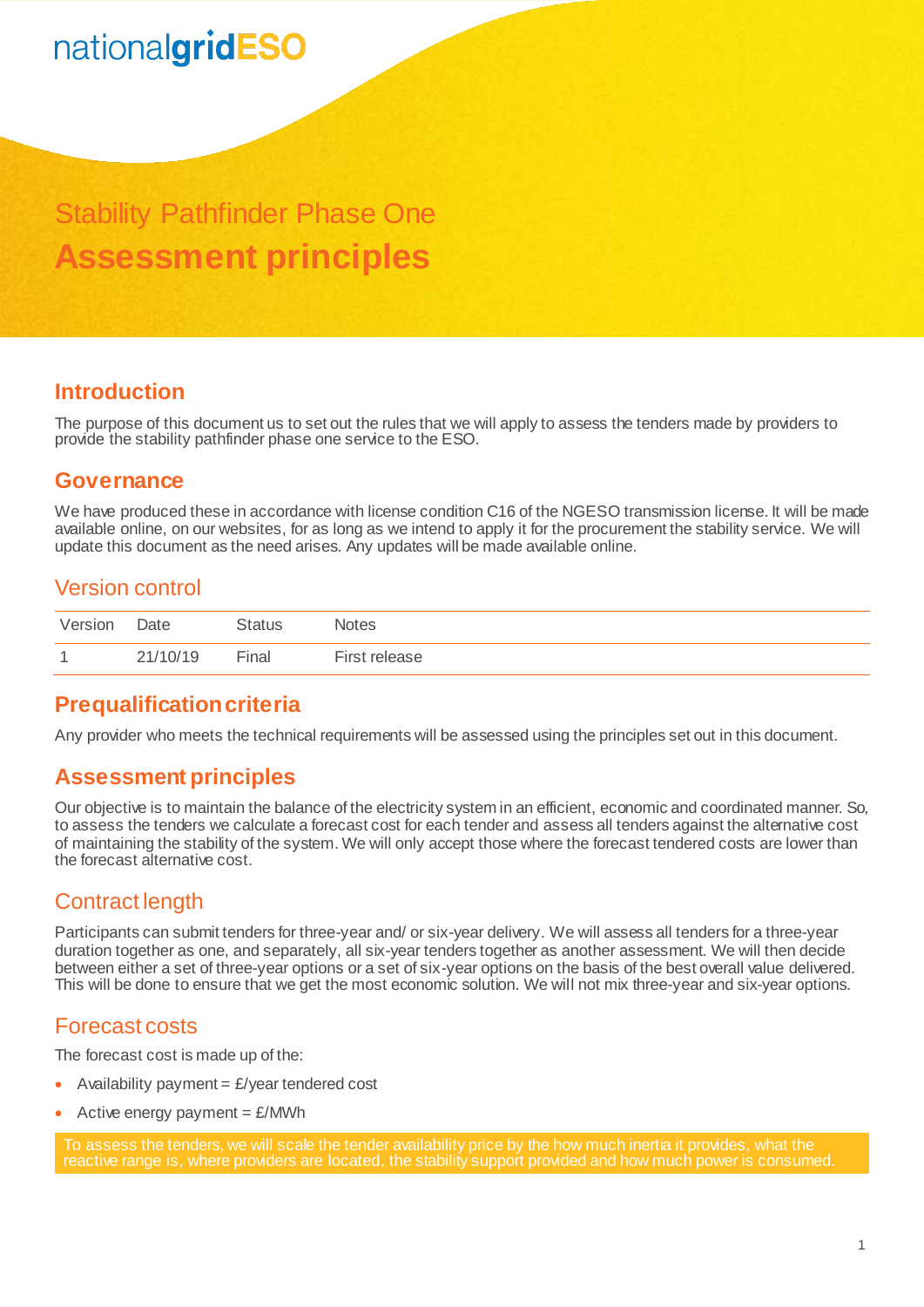nationalgridESO

# Stability Pathfinder Phase One

# Assessment principles

## Introduction

The purpose of this document us to set out the rules that we will apply to assess the tenders made by providers to provide the stability pathfinder phase one service to the ESO.

## Governance

We have produced these in accordance with license condition C16 of the NGESO transmission license. It will be made available online, on our websites, for as long as we intend to apply it for the procurement the stability service. We will update this document as the need arises. Any updates will be made available online.

## Version control

| Version | Date | Status | Notes |
|---|---|---|---|
| 1 | 21/10/19 | Final | First release |

## Prequalification criteria

Any provider who meets the technical requirements will be assessed using the principles set out in this document.

## Assessment principles

Our objective is to maintain the balance of the electricity system in an efficient, economic and coordinated manner. So, to assess the tenders we calculate a forecast cost for each tender and assess all tenders against the alternative cost of maintaining the stability of the system. We will only accept those where the forecast tendered costs are lower than the forecast alternative cost.

## Contract length

Participants can submit tenders for three-year and/ or six-year delivery. We will assess all tenders for a three-year duration together as one, and separately, all six-year tenders together as another assessment. We will then decide between either a set of three-year options or a set of six-year options on the basis of the best overall value delivered. This will be done to ensure that we get the most economic solution. We will not mix three-year and six-year options.

## Forecast costs

The forecast cost is made up of the:

- Availability payment = £/year tendered cost
- Active energy payment = £/MWh

To assess the tenders, we will scale the tender availability price by the how much inertia it provides, what the reactive range is, where providers are located, the stability support provided and how much power is consumed.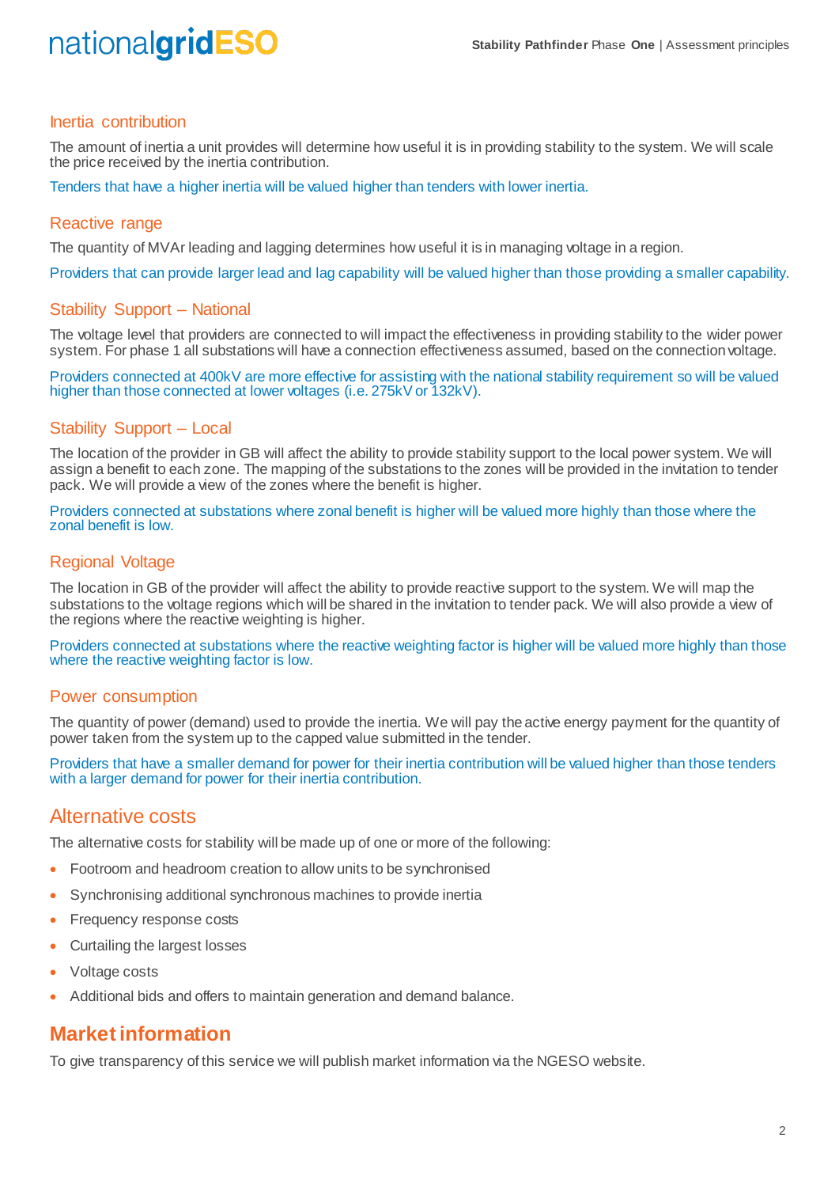### Inertia contribution

The amount of inertia a unit provides will determine how useful it is in providing stability to the system. We will scale the price received by the inertia contribution.

Tenders that have a higher inertia will be valued higher than tenders with lower inertia.

### Reactive range

The quantity of MVAr leading and lagging determines how useful it is in managing voltage in a region.

Providers that can provide larger lead and lag capability will be valued higher than those providing a smaller capability.

### Stability Support – National

The voltage level that providers are connected to will impact the effectiveness in providing stability to the wider power system. For phase 1 all substations will have a connection effectiveness assumed, based on the connection voltage.

Providers connected at 400kV are more effective for assisting with the national stability requirement so will be valued higher than those connected at lower voltages (i.e. 275kV or 132kV).

### Stability Support – Local

The location of the provider in GB will affect the ability to provide stability support to the local power system. We will assign a benefit to each zone. The mapping of the substations to the zones will be provided in the invitation to tender pack. We will provide a view of the zones where the benefit is higher.

Providers connected at substations where zonal benefit is higher will be valued more highly than those where the zonal benefit is low.

### Regional Voltage

The location in GB of the provider will affect the ability to provide reactive support to the system. We will map the substations to the voltage regions which will be shared in the invitation to tender pack. We will also provide a view of the regions where the reactive weighting is higher.

Providers connected at substations where the reactive weighting factor is higher will be valued more highly than those where the reactive weighting factor is low.

### Power consumption

The quantity of power (demand) used to provide the inertia. We will pay the active energy payment for the quantity of power taken from the system up to the capped value submitted in the tender.

Providers that have a smaller demand for power for their inertia contribution will be valued higher than those tenders with a larger demand for power for their inertia contribution.

## Alternative costs

The alternative costs for stability will be made up of one or more of the following:

- Footroom and headroom creation to allow units to be synchronised
- Synchronising additional synchronous machines to provide inertia
- Frequency response costs
- Curtailing the largest losses
- Voltage costs
- Additional bids and offers to maintain generation and demand balance.

## Market information

To give transparency of this service we will publish market information via the NGESO website.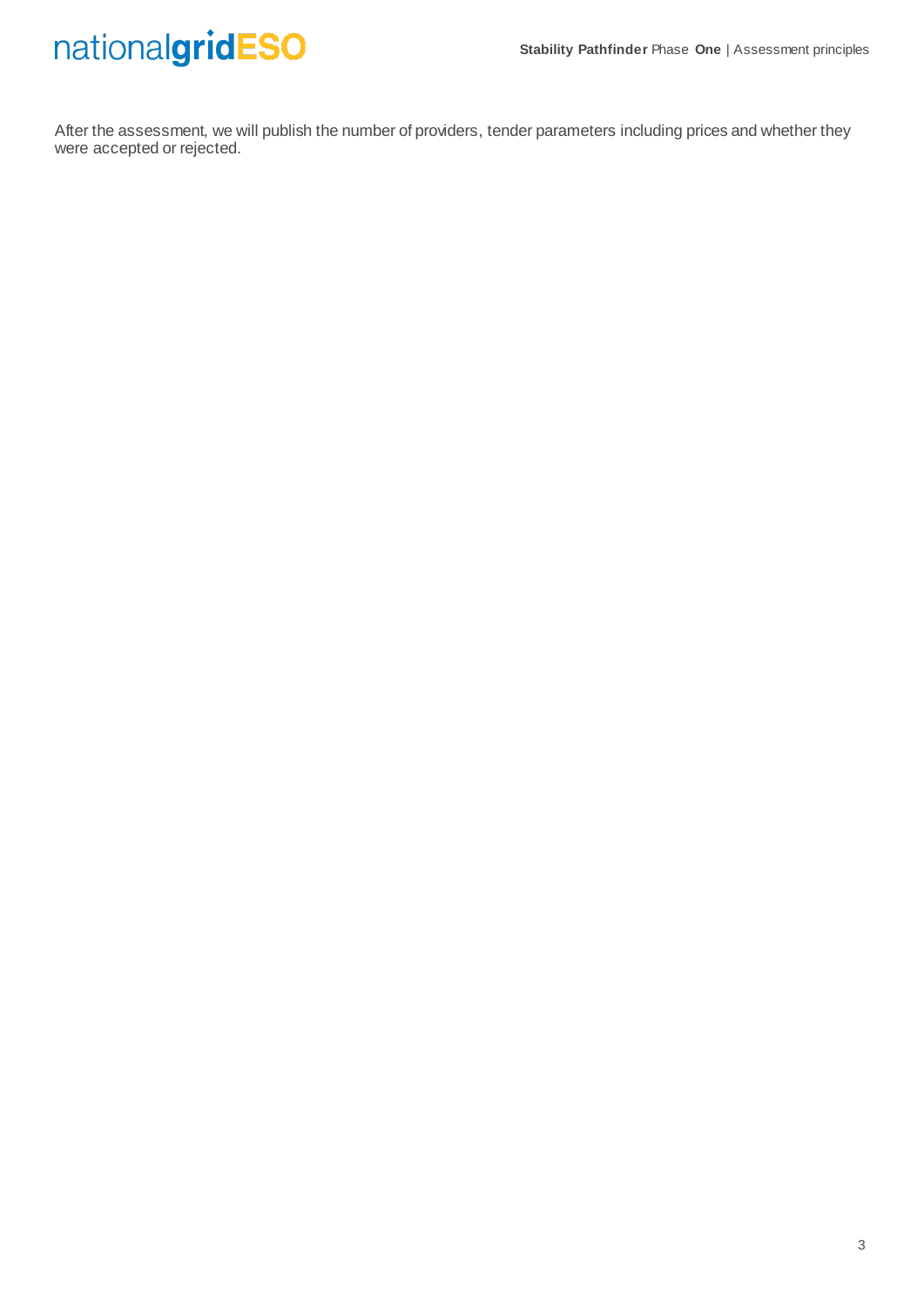After the assessment, we will publish the number of providers, tender parameters including prices and whether they were accepted or rejected.